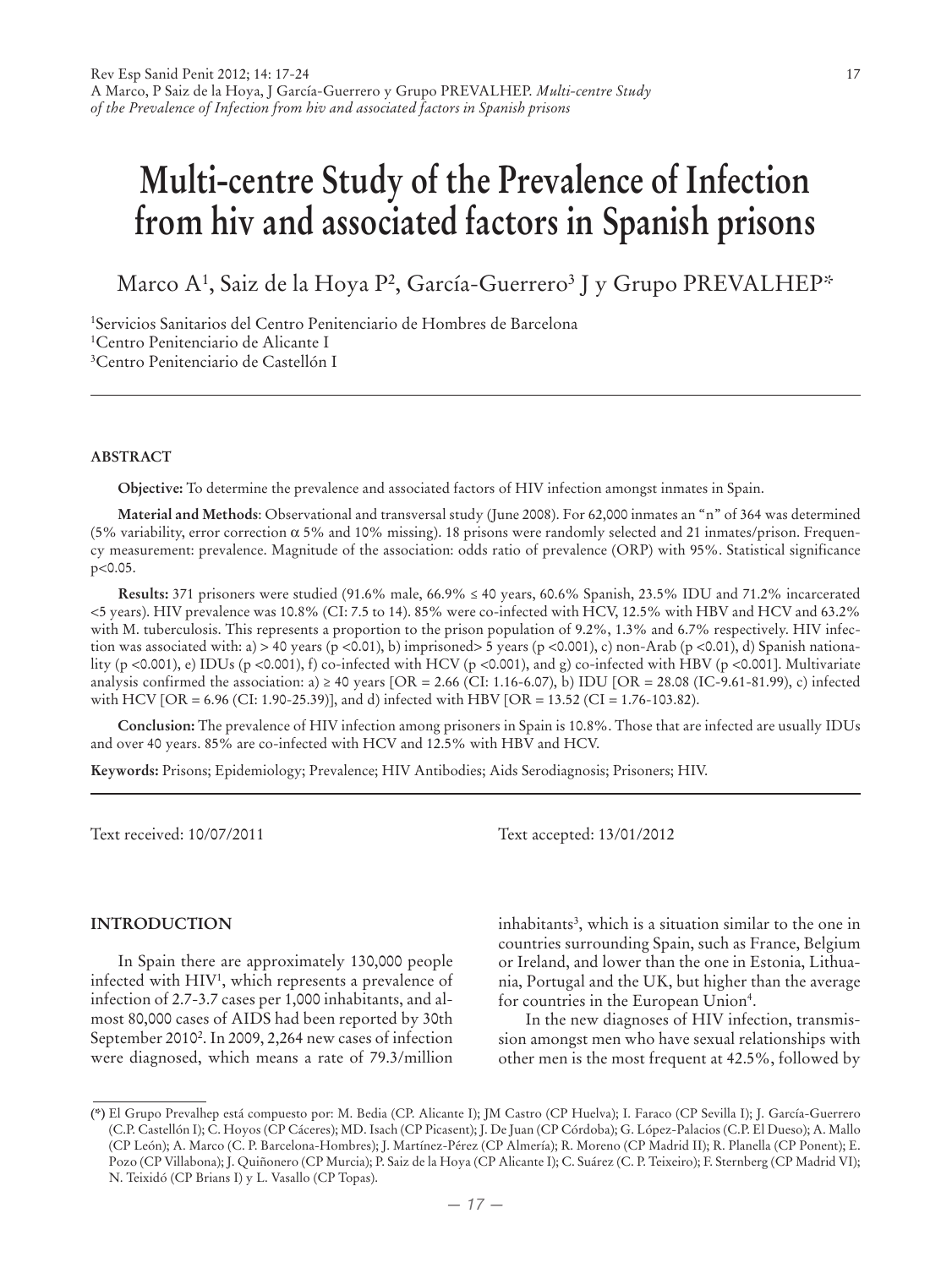# Multi-centre Study of the Prevalence of Infection from hiv and associated factors in Spanish prisons

Marco A[1], Saiz de la Hoya P[2], García-Guerrero[3] J y Grupo PREVALHEP*

[1]Servicios Sanitarios del Centro Penitenciario de Hombres de Barcelona
[1]Centro Penitenciario de Alicante I
[3]Centro Penitenciario de Castellón I

### ABSTRACT

**Objective:** To determine the prevalence and associated factors of HIV infection amongst inmates in Spain.

**Material and Methods**: Observational and transversal study (June 2008). For 62,000 inmates an "n" of 364 was determined (5% variability, error correction $\alpha$ 5% and 10% missing). 18 prisons were randomly selected and 21 inmates/prison. Frequency measurement: prevalence. Magnitude of the association: odds ratio of prevalence (ORP) with 95%. Statistical significance $p<0.05$.

**Results:** 371 prisoners were studied (91.6% male, 66.9% ≤ 40 years, 60.6% Spanish, 23.5% IDU and 71.2% incarcerated <5 years). HIV prevalence was 10.8% (CI: 7.5 to 14). 85% were co-infected with HCV, 12.5% with HBV and HCV and 63.2% with M. tuberculosis. This represents a proportion to the prison population of 9.2%, 1.3% and 6.7% respectively. HIV infection was associated with: a) > 40 years ($p <0.01$), b) imprisoned> 5 years ($p <0.001$), c) non-Arab ($p <0.01$), d) Spanish nationality ($p <0.001$), e) IDUs ($p <0.001$), f) co-infected with HCV ($p <0.001$), and g) co-infected with HBV ($p <0.001$]. Multivariate analysis confirmed the association: a) ≥ 40 years [OR = 2.66 (CI: 1.16-6.07), b) IDU [OR = 28.08 (IC-9.61-81.99), c) infected with HCV [OR = 6.96 (CI: 1.90-25.39)], and d) infected with HBV [OR = 13.52 (CI = 1.76-103.82).

**Conclusion:** The prevalence of HIV infection among prisoners in Spain is 10.8%. Those that are infected are usually IDUs and over 40 years. 85% are co-infected with HCV and 12.5% with HBV and HCV.

**Keywords:** Prisons; Epidemiology; Prevalence; HIV Antibodies; Aids Serodiagnosis; Prisoners; HIV.

Text received: 10/07/2011

Text accepted: 13/01/2012

## INTRODUCTION

In Spain there are approximately 130,000 people infected with HIV[1], which represents a prevalence of infection of 2.7-3.7 cases per 1,000 inhabitants, and almost 80,000 cases of AIDS had been reported by 30th September 2010[2]. In 2009, 2,264 new cases of infection were diagnosed, which means a rate of 79.3/million inhabitants[3], which is a situation similar to the one in countries surrounding Spain, such as France, Belgium or Ireland, and lower than the one in Estonia, Lithuania, Portugal and the UK, but higher than the average for countries in the European Union[4].

In the new diagnoses of HIV infection, transmission amongst men who have sexual relationships with other men is the most frequent at 42.5%, followed by

(*) El Grupo Prevalhep está compuesto por: M. Bedia (CP. Alicante I); JM Castro (CP Huelva); I. Faraco (CP Sevilla I); J. García-Guerrero (C.P. Castellón I); C. Hoyos (CP Cáceres); MD. Isach (CP Picasent); J. De Juan (CP Córdoba); G. López-Palacios (C.P. El Dueso); A. Mallo (CP León); A. Marco (C. P. Barcelona-Hombres); J. Martínez-Pérez (CP Almería); R. Moreno (CP Madrid II); R. Planella (CP Ponent); E. Pozo (CP Villabona); J. Quiñonero (CP Murcia); P. Saiz de la Hoya (CP Alicante I); C. Suárez (C. P. Teixeiro); F. Sternberg (CP Madrid VI); N. Teixidó (CP Brians I) y L. Vasallo (CP Topas).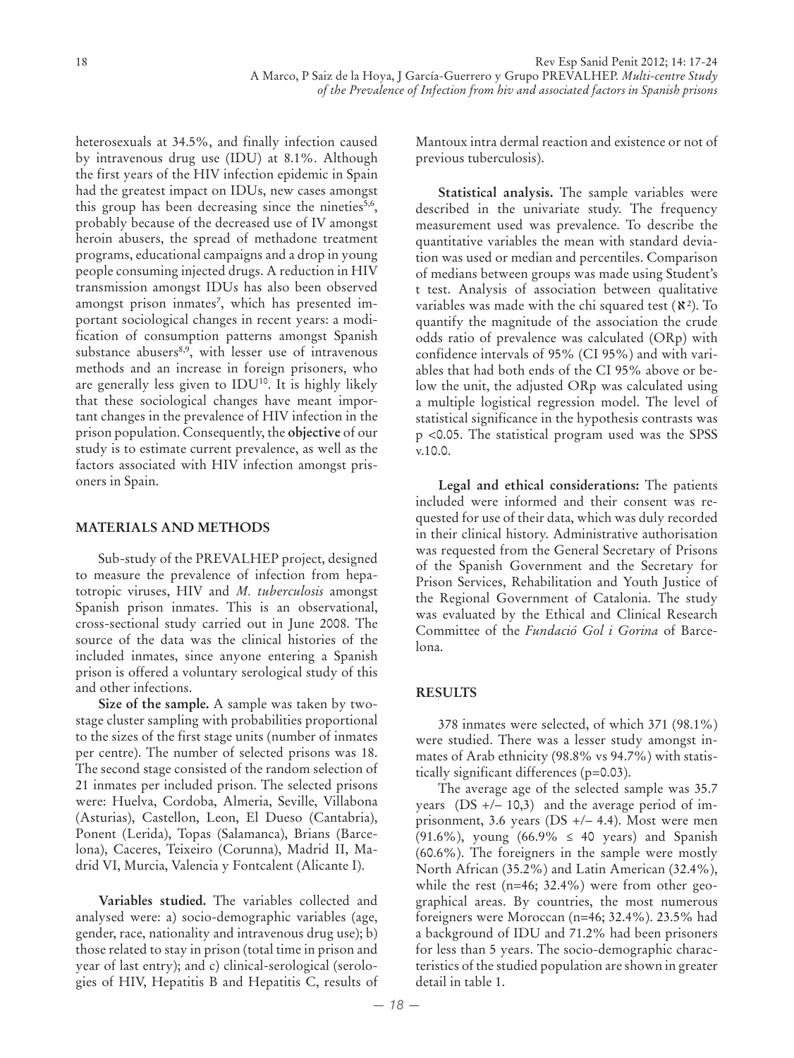heterosexuals at 34.5%, and finally infection caused by intravenous drug use (IDU) at 8.1%. Although the first years of the HIV infection epidemic in Spain had the greatest impact on IDUs, new cases amongst this group has been decreasing since the nineties[5,6], probably because of the decreased use of IV amongst heroin abusers, the spread of methadone treatment programs, educational campaigns and a drop in young people consuming injected drugs. A reduction in HIV transmission amongst IDUs has also been observed amongst prison inmates[7], which has presented important sociological changes in recent years: a modification of consumption patterns amongst Spanish substance abusers[8,9], with lesser use of intravenous methods and an increase in foreign prisoners, who are generally less given to IDU[10]. It is highly likely that these sociological changes have meant important changes in the prevalence of HIV infection in the prison population. Consequently, the **objective** of our study is to estimate current prevalence, as well as the factors associated with HIV infection amongst prisoners in Spain.

## MATERIALS AND METHODS

Sub-study of the PREVALHEP project, designed to measure the prevalence of infection from hepatotropic viruses, HIV and *M. tuberculosis* amongst Spanish prison inmates. This is an observational, cross-sectional study carried out in June 2008. The source of the data was the clinical histories of the included inmates, since anyone entering a Spanish prison is offered a voluntary serological study of this and other infections.

**Size of the sample.** A sample was taken by two-stage cluster sampling with probabilities proportional to the sizes of the first stage units (number of inmates per centre). The number of selected prisons was 18. The second stage consisted of the random selection of 21 inmates per included prison. The selected prisons were: Huelva, Cordoba, Almeria, Seville, Villabona (Asturias), Castellon, Leon, El Dueso (Cantabria), Ponent (Lerida), Topas (Salamanca), Brians (Barcelona), Caceres, Teixeiro (Corunna), Madrid II, Madrid VI, Murcia, Valencia y Fontcalent (Alicante I).

**Variables studied.** The variables collected and analysed were: a) socio-demographic variables (age, gender, race, nationality and intravenous drug use); b) those related to stay in prison (total time in prison and year of last entry); and c) clinical-serological (serologies of HIV, Hepatitis B and Hepatitis C, results of Mantoux intra dermal reaction and existence or not of previous tuberculosis).

**Statistical analysis.** The sample variables were described in the univariate study. The frequency measurement used was prevalence. To describe the quantitative variables the mean with standard deviation was used or median and percentiles. Comparison of medians between groups was made using Student's t test. Analysis of association between qualitative variables was made with the chi squared test ($\aleph^2$). To quantify the magnitude of the association the crude odds ratio of prevalence was calculated (ORp) with confidence intervals of 95% (CI 95%) and with variables that had both ends of the CI 95% above or below the unit, the adjusted ORp was calculated using a multiple logistical regression model. The level of statistical significance in the hypothesis contrasts was $p < 0.05$. The statistical program used was the SPSS v.10.0.

**Legal and ethical considerations:** The patients included were informed and their consent was requested for use of their data, which was duly recorded in their clinical history. Administrative authorisation was requested from the General Secretary of Prisons of the Spanish Government and the Secretary for Prison Services, Rehabilitation and Youth Justice of the Regional Government of Catalonia. The study was evaluated by the Ethical and Clinical Research Committee of the *Fundació Gol i Gorina* of Barcelona.

## RESULTS

378 inmates were selected, of which 371 (98.1%) were studied. There was a lesser study amongst inmates of Arab ethnicity (98.8% vs 94.7%) with statistically significant differences (p=0.03).

The average age of the selected sample was 35.7 years (DS +/– 10,3) and the average period of imprisonment, 3.6 years (DS +/– 4.4). Most were men (91.6%), young (66.9% ≤ 40 years) and Spanish (60.6%). The foreigners in the sample were mostly North African (35.2%) and Latin American (32.4%), while the rest (n=46; 32.4%) were from other geographical areas. By countries, the most numerous foreigners were Moroccan (n=46; 32.4%). 23.5% had a background of IDU and 71.2% had been prisoners for less than 5 years. The socio-demographic characteristics of the studied population are shown in greater detail in table 1.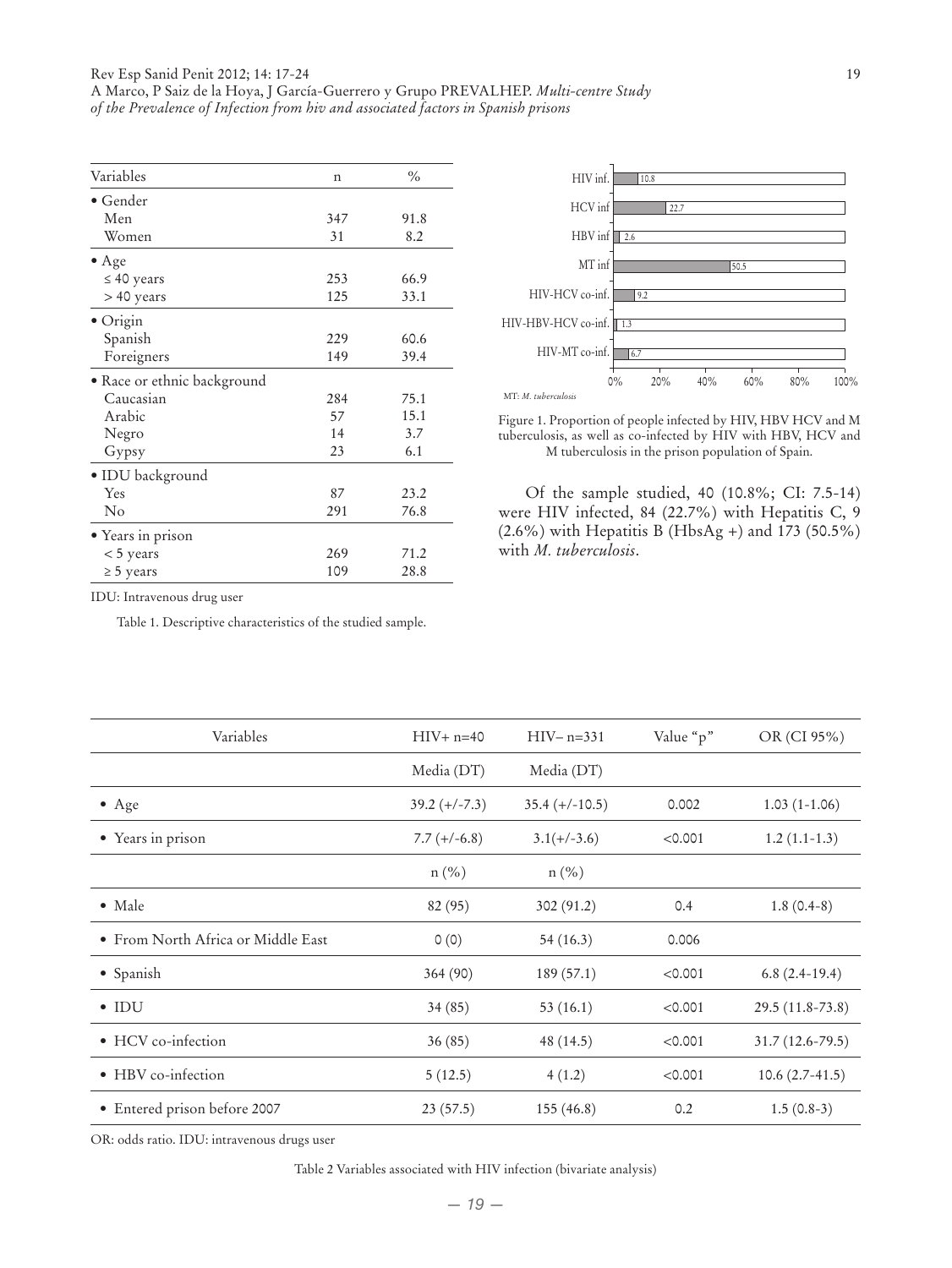| Variables | n | % |
|---|---|---|
| • Gender | | |
| Men | 347 | 91.8 |
| Women | 31 | 8.2 |
| • Age | | |
| ≤ 40 years | 253 | 66.9 |
| > 40 years | 125 | 33.1 |
| • Origin | | |
| Spanish | 229 | 60.6 |
| Foreigners | 149 | 39.4 |
| • Race or ethnic background | | |
| Caucasian | 284 | 75.1 |
| Arabic | 57 | 15.1 |
| Negro | 14 | 3.7 |
| Gypsy | 23 | 6.1 |
| • IDU background | | |
| Yes | 87 | 23.2 |
| No | 291 | 76.8 |
| • Years in prison | | |
| < 5 years | 269 | 71.2 |
| ≥ 5 years | 109 | 28.8 |

IDU: Intravenous drug user

Table 1. Descriptive characteristics of the studied sample.

| | % |
|---|---|
| HIV inf. | 10.8 |
| HCV inf | 22.7 |
| HBV inf | 2.6 |
| MT inf | 50.5 |
| HIV-HCV co-inf. | 9.2 |
| HIV-HBV-HCV co-inf. | 1.3 |
| HIV-MT co-inf. | 6.7 |

MT: *M. tuberculosis*

Figure 1. Proportion of people infected by HIV, HBV HCV and M tuberculosis, as well as co-infected by HIV with HBV, HCV and M tuberculosis in the prison population of Spain.

Of the sample studied, 40 (10.8%; CI: 7.5-14) were HIV infected, 84 (22.7%) with Hepatitis C, 9 (2.6%) with Hepatitis B (HbsAg +) and 173 (50.5%) with *M. tuberculosis*.

| Variables | HIV+ n=40 | HIV– n=331 | Value "p" | OR (CI 95%) |
|---|---|---|---|---|
| | Media (DT) | Media (DT) | | |
| • Age | 39.2 (+/-7.3) | 35.4 (+/-10.5) | 0.002 | 1.03 (1-1.06) |
| • Years in prison | 7.7 (+/-6.8) | 3.1(+/-3.6) | <0.001 | 1.2 (1.1-1.3) |
| | n (%) | n (%) | | |
| • Male | 82 (95) | 302 (91.2) | 0.4 | 1.8 (0.4-8) |
| • From North Africa or Middle East | 0 (0) | 54 (16.3) | 0.006 | |
| • Spanish | 364 (90) | 189 (57.1) | <0.001 | 6.8 (2.4-19.4) |
| • IDU | 34 (85) | 53 (16.1) | <0.001 | 29.5 (11.8-73.8) |
| • HCV co-infection | 36 (85) | 48 (14.5) | <0.001 | 31.7 (12.6-79.5) |
| • HBV co-infection | 5 (12.5) | 4 (1.2) | <0.001 | 10.6 (2.7-41.5) |
| • Entered prison before 2007 | 23 (57.5) | 155 (46.8) | 0.2 | 1.5 (0.8-3) |

OR: odds ratio. IDU: intravenous drugs user

Table 2 Variables associated with HIV infection (bivariate analysis)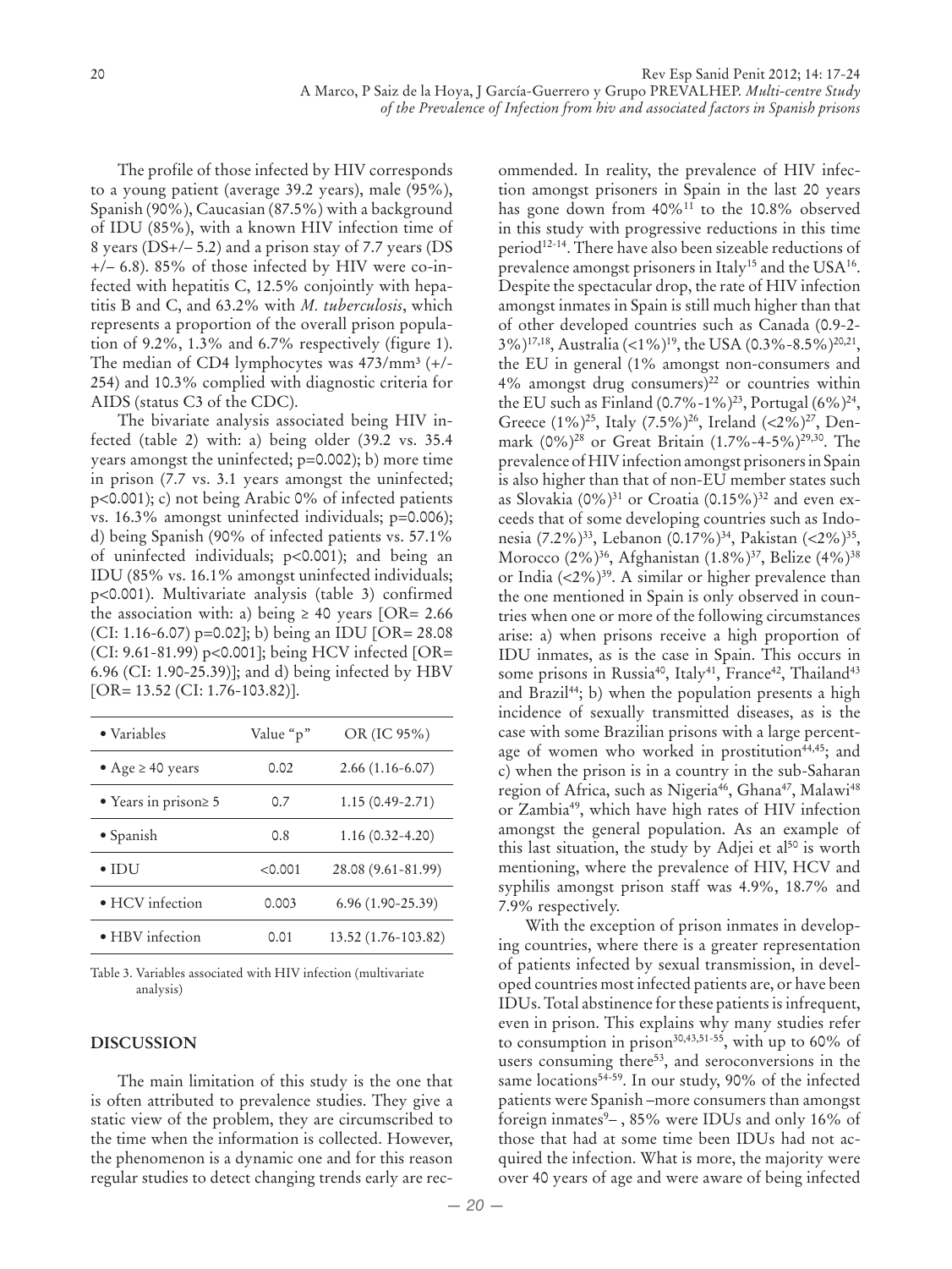The profile of those infected by HIV corresponds to a young patient (average 39.2 years), male (95%), Spanish (90%), Caucasian (87.5%) with a background of IDU (85%), with a known HIV infection time of 8 years (DS+/– 5.2) and a prison stay of 7.7 years (DS +/– 6.8). 85% of those infected by HIV were co-infected with hepatitis C, 12.5% conjointly with hepatitis B and C, and 63.2% with *M. tuberculosis*, which represents a proportion of the overall prison population of 9.2%, 1.3% and 6.7% respectively (figure 1). The median of CD4 lymphocytes was 473/mm³ (+/- 254) and 10.3% complied with diagnostic criteria for AIDS (status C3 of the CDC).

The bivariate analysis associated being HIV infected (table 2) with: a) being older (39.2 vs. 35.4 years amongst the uninfected; p=0.002); b) more time in prison (7.7 vs. 3.1 years amongst the uninfected; p<0.001); c) not being Arabic 0% of infected patients vs. 16.3% amongst uninfected individuals; p=0.006); d) being Spanish (90% of infected patients vs. 57.1% of uninfected individuals; p<0.001); and being an IDU (85% vs. 16.1% amongst uninfected individuals; p<0.001). Multivariate analysis (table 3) confirmed the association with: a) being ≥ 40 years [OR= 2.66 (CI: 1.16-6.07) p=0.02]; b) being an IDU [OR= 28.08 (CI: 9.61-81.99) p<0.001]; being HCV infected [OR= 6.96 (CI: 1.90-25.39)]; and d) being infected by HBV [OR= 13.52 (CI: 1.76-103.82)].

| • Variables | Value "p" | OR (IC 95%) |
|---|---|---|
| • Age ≥ 40 years | 0.02 | 2.66 (1.16-6.07) |
| • Years in prison≥ 5 | 0.7 | 1.15 (0.49-2.71) |
| • Spanish | 0.8 | 1.16 (0.32-4.20) |
| • IDU | <0.001 | 28.08 (9.61-81.99) |
| • HCV infection | 0.003 | 6.96 (1.90-25.39) |
| • HBV infection | 0.01 | 13.52 (1.76-103.82) |

Table 3. Variables associated with HIV infection (multivariate analysis)

## DISCUSSION

The main limitation of this study is the one that is often attributed to prevalence studies. They give a static view of the problem, they are circumscribed to the time when the information is collected. However, the phenomenon is a dynamic one and for this reason regular studies to detect changing trends early are recommended. In reality, the prevalence of HIV infection amongst prisoners in Spain in the last 20 years has gone down from 40%[11] to the 10.8% observed in this study with progressive reductions in this time period[12-14]. There have also been sizeable reductions of prevalence amongst prisoners in Italy[15] and the USA[16]. Despite the spectacular drop, the rate of HIV infection amongst inmates in Spain is still much higher than that of other developed countries such as Canada (0.9-2-3%)[17,18], Australia (<1%)[19], the USA (0.3%-8.5%)[20,21], the EU in general (1% amongst non-consumers and 4% amongst drug consumers)[22] or countries within the EU such as Finland (0.7%-1%)[23], Portugal (6%)[24], Greece (1%)[25], Italy (7.5%)[26], Ireland (<2%)[27], Denmark (0%)[28] or Great Britain (1.7%-4-5%)[29,30]. The prevalence of HIV infection amongst prisoners in Spain is also higher than that of non-EU member states such as Slovakia (0%)[31] or Croatia (0.15%)[32] and even exceeds that of some developing countries such as Indonesia (7.2%)[33], Lebanon (0.17%)[34], Pakistan (<2%)[35], Morocco (2%)[36], Afghanistan (1.8%)[37], Belize (4%)[38] or India (<2%)[39]. A similar or higher prevalence than the one mentioned in Spain is only observed in countries when one or more of the following circumstances arise: a) when prisons receive a high proportion of IDU inmates, as is the case in Spain. This occurs in some prisons in Russia[40], Italy[41], France[42], Thailand[43] and Brazil[44]; b) when the population presents a high incidence of sexually transmitted diseases, as is the case with some Brazilian prisons with a large percentage of women who worked in prostitution[44,45]; and c) when the prison is in a country in the sub-Saharan region of Africa, such as Nigeria[46], Ghana[47], Malawi[48] or Zambia[49], which have high rates of HIV infection amongst the general population. As an example of this last situation, the study by Adjei et al[50] is worth mentioning, where the prevalence of HIV, HCV and syphilis amongst prison staff was 4.9%, 18.7% and 7.9% respectively.

With the exception of prison inmates in developing countries, where there is a greater representation of patients infected by sexual transmission, in developed countries most infected patients are, or have been IDUs. Total abstinence for these patients is infrequent, even in prison. This explains why many studies refer to consumption in prison[30,43,51-55], with up to 60% of users consuming there[53], and seroconversions in the same locations[54-59]. In our study, 90% of the infected patients were Spanish –more consumers than amongst foreign inmates[9]– , 85% were IDUs and only 16% of those that had at some time been IDUs had not acquired the infection. What is more, the majority were over 40 years of age and were aware of being infected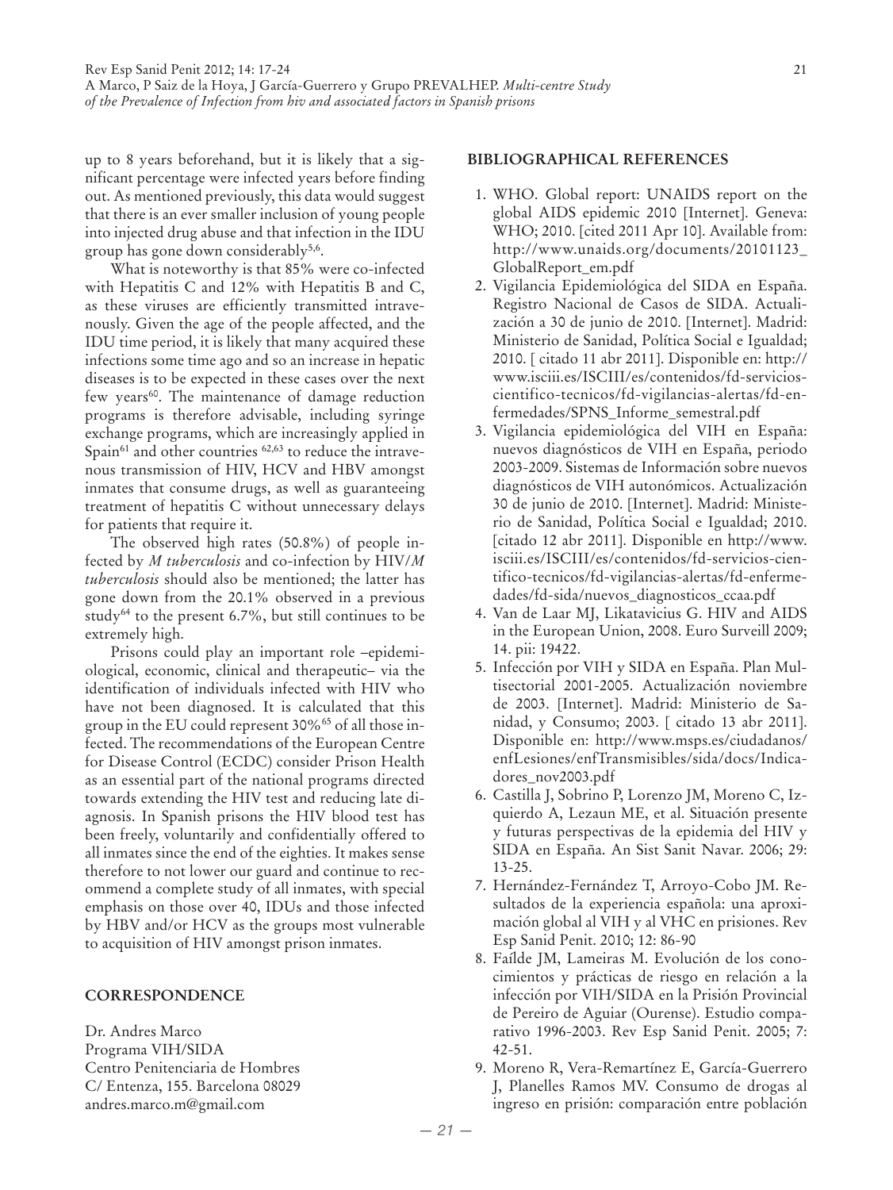up to 8 years beforehand, but it is likely that a significant percentage were infected years before finding out. As mentioned previously, this data would suggest that there is an ever smaller inclusion of young people into injected drug abuse and that infection in the IDU group has gone down considerably[5,6].

What is noteworthy is that 85% were co-infected with Hepatitis C and 12% with Hepatitis B and C, as these viruses are efficiently transmitted intravenously. Given the age of the people affected, and the IDU time period, it is likely that many acquired these infections some time ago and so an increase in hepatic diseases is to be expected in these cases over the next few years[60]. The maintenance of damage reduction programs is therefore advisable, including syringe exchange programs, which are increasingly applied in Spain[61] and other countries [62,63] to reduce the intravenous transmission of HIV, HCV and HBV amongst inmates that consume drugs, as well as guaranteeing treatment of hepatitis C without unnecessary delays for patients that require it.

The observed high rates (50.8%) of people infected by *M tuberculosis* and co-infection by HIV/*M tuberculosis* should also be mentioned; the latter has gone down from the 20.1% observed in a previous study[64] to the present 6.7%, but still continues to be extremely high.

Prisons could play an important role –epidemiological, economic, clinical and therapeutic– via the identification of individuals infected with HIV who have not been diagnosed. It is calculated that this group in the EU could represent 30%[65] of all those infected. The recommendations of the European Centre for Disease Control (ECDC) consider Prison Health as an essential part of the national programs directed towards extending the HIV test and reducing late diagnosis. In Spanish prisons the HIV blood test has been freely, voluntarily and confidentially offered to all inmates since the end of the eighties. It makes sense therefore to not lower our guard and continue to recommend a complete study of all inmates, with special emphasis on those over 40, IDUs and those infected by HBV and/or HCV as the groups most vulnerable to acquisition of HIV amongst prison inmates.

## CORRESPONDENCE

Dr. Andres Marco
Programa VIH/SIDA
Centro Penitenciaria de Hombres
C/ Entenza, 155. Barcelona 08029
andres.marco.m@gmail.com

## BIBLIOGRAPHICAL REFERENCES

1. WHO. Global report: UNAIDS report on the global AIDS epidemic 2010 [Internet]. Geneva: WHO; 2010. [cited 2011 Apr 10]. Available from: http://www.unaids.org/documents/20101123_GlobalReport_em.pdf
2. Vigilancia Epidemiológica del SIDA en España. Registro Nacional de Casos de SIDA. Actualización a 30 de junio de 2010. [Internet]. Madrid: Ministerio de Sanidad, Política Social e Igualdad; 2010. [ citado 11 abr 2011]. Disponible en: http://www.isciii.es/ISCIII/es/contenidos/fd-servicios-cientifico-tecnicos/fd-vigilancias-alertas/fd-enfermedades/SPNS_Informe_semestral.pdf
3. Vigilancia epidemiológica del VIH en España: nuevos diagnósticos de VIH en España, periodo 2003-2009. Sistemas de Información sobre nuevos diagnósticos de VIH autonómicos. Actualización 30 de junio de 2010. [Internet]. Madrid: Ministerio de Sanidad, Política Social e Igualdad; 2010. [citado 12 abr 2011]. Disponible en http://www.isciii.es/ISCIII/es/contenidos/fd-servicios-cientifico-tecnicos/fd-vigilancias-alertas/fd-enfermedades/fd-sida/nuevos_diagnosticos_ccaa.pdf
4. Van de Laar MJ, Likatavicius G. HIV and AIDS in the European Union, 2008. Euro Surveill 2009; 14. pii: 19422.
5. Infección por VIH y SIDA en España. Plan Multisectorial 2001-2005. Actualización noviembre de 2003. [Internet]. Madrid: Ministerio de Sanidad, y Consumo; 2003. [ citado 13 abr 2011]. Disponible en: http://www.msps.es/ciudadanos/enfLesiones/enfTransmisibles/sida/docs/Indicadores_nov2003.pdf
6. Castilla J, Sobrino P, Lorenzo JM, Moreno C, Izquierdo A, Lezaun ME, et al. Situación presente y futuras perspectivas de la epidemia del HIV y SIDA en España. An Sist Sanit Navar. 2006; 29: 13-25.
7. Hernández-Fernández T, Arroyo-Cobo JM. Resultados de la experiencia española: una aproximación global al VIH y al VHC en prisiones. Rev Esp Sanid Penit. 2010; 12: 86-90
8. Faílde JM, Lameiras M. Evolución de los conocimientos y prácticas de riesgo en relación a la infección por VIH/SIDA en la Prisión Provincial de Pereiro de Aguiar (Ourense). Estudio comparativo 1996-2003. Rev Esp Sanid Penit. 2005; 7: 42-51.
9. Moreno R, Vera-Remartínez E, García-Guerrero J, Planelles Ramos MV. Consumo de drogas al ingreso en prisión: comparación entre población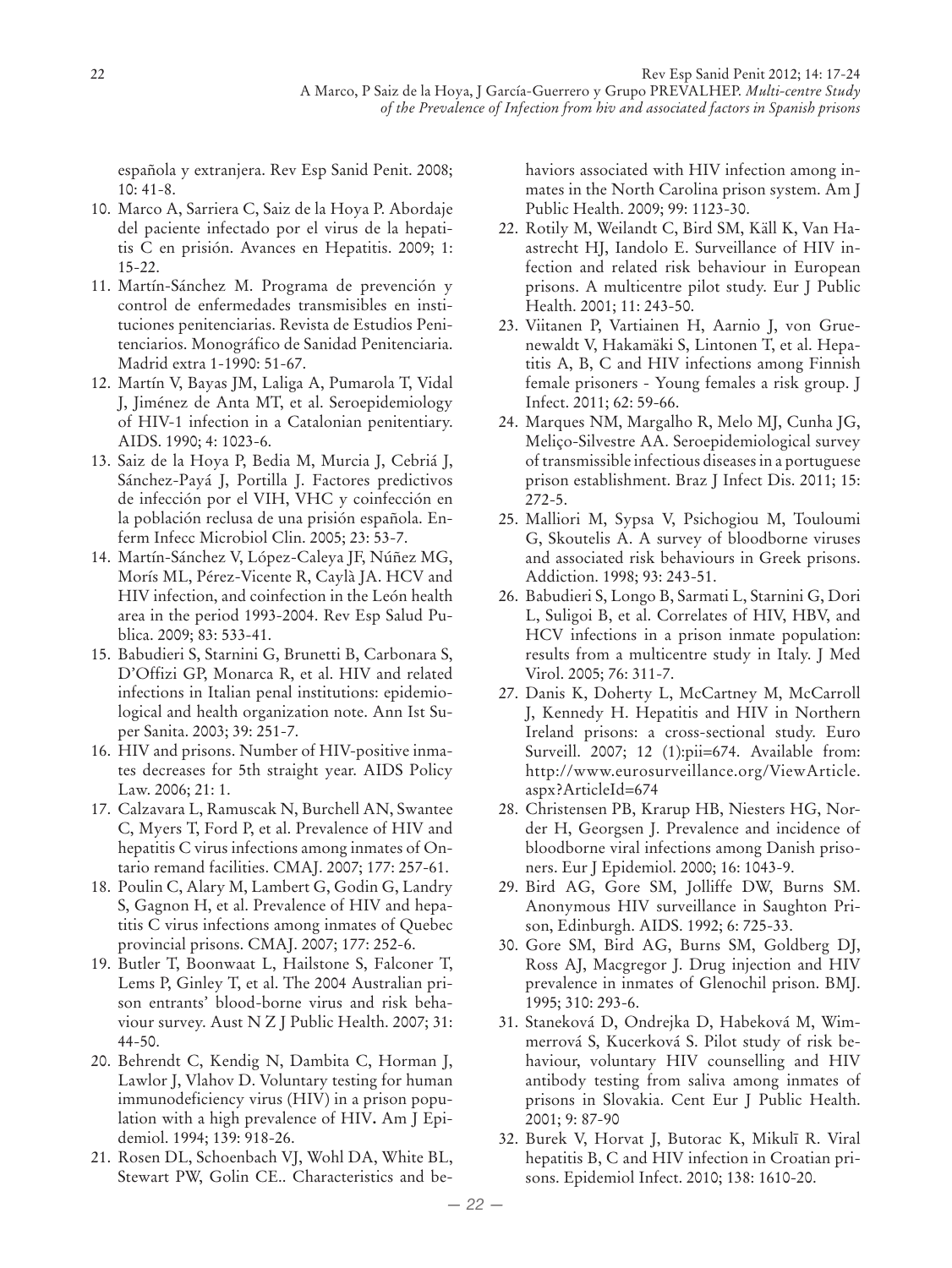española y extranjera. Rev Esp Sanid Penit. 2008; 10: 41-8.

10. Marco A, Sarriera C, Saiz de la Hoya P. Abordaje del paciente infectado por el virus de la hepatitis C en prisión. Avances en Hepatitis. 2009; 1: 15-22.
11. Martín-Sánchez M. Programa de prevención y control de enfermedades transmisibles en instituciones penitenciarias. Revista de Estudios Penitenciarios. Monográfico de Sanidad Penitenciaria. Madrid extra 1-1990: 51-67.
12. Martín V, Bayas JM, Laliga A, Pumarola T, Vidal J, Jiménez de Anta MT, et al. Seroepidemiology of HIV-1 infection in a Catalonian penitentiary. AIDS. 1990; 4: 1023-6.
13. Saiz de la Hoya P, Bedia M, Murcia J, Cebriá J, Sánchez-Payá J, Portilla J. Factores predictivos de infección por el VIH, VHC y coinfección en la población reclusa de una prisión española. Enferm Infecc Microbiol Clin. 2005; 23: 53-7.
14. Martín-Sánchez V, López-Caleya JF, Núñez MG, Morís ML, Pérez-Vicente R, Caylà JA. HCV and HIV infection, and coinfection in the León health area in the period 1993-2004. Rev Esp Salud Publica. 2009; 83: 533-41.
15. Babudieri S, Starnini G, Brunetti B, Carbonara S, D'Offizi GP, Monarca R, et al. HIV and related infections in Italian penal institutions: epidemiological and health organization note. Ann Ist Super Sanita. 2003; 39: 251-7.
16. HIV and prisons. Number of HIV-positive inmates decreases for 5th straight year. AIDS Policy Law. 2006; 21: 1.
17. Calzavara L, Ramuscak N, Burchell AN, Swantee C, Myers T, Ford P, et al. Prevalence of HIV and hepatitis C virus infections among inmates of Ontario remand facilities. CMAJ. 2007; 177: 257-61.
18. Poulin C, Alary M, Lambert G, Godin G, Landry S, Gagnon H, et al. Prevalence of HIV and hepatitis C virus infections among inmates of Quebec provincial prisons. CMAJ. 2007; 177: 252-6.
19. Butler T, Boonwaat L, Hailstone S, Falconer T, Lems P, Ginley T, et al. The 2004 Australian prison entrants' blood-borne virus and risk behaviour survey. Aust N Z J Public Health. 2007; 31: 44-50.
20. Behrendt C, Kendig N, Dambita C, Horman J, Lawlor J, Vlahov D. Voluntary testing for human immunodeficiency virus (HIV) in a prison population with a high prevalence of HIV**.** Am J Epidemiol. 1994; 139: 918-26.
21. Rosen DL, Schoenbach VJ, Wohl DA, White BL, Stewart PW, Golin CE.. Characteristics and behaviors associated with HIV infection among inmates in the North Carolina prison system. Am J Public Health. 2009; 99: 1123-30.
22. Rotily M, Weilandt C, Bird SM, Käll K, Van Haastrecht HJ, Iandolo E. Surveillance of HIV infection and related risk behaviour in European prisons. A multicentre pilot study. Eur J Public Health. 2001; 11: 243-50.
23. Viitanen P, Vartiainen H, Aarnio J, von Gruenewaldt V, Hakamäki S, Lintonen T, et al. Hepatitis A, B, C and HIV infections among Finnish female prisoners - Young females a risk group. J Infect. 2011; 62: 59-66.
24. Marques NM, Margalho R, Melo MJ, Cunha JG, Meliço-Silvestre AA. Seroepidemiological survey of transmissible infectious diseases in a portuguese prison establishment. Braz J Infect Dis. 2011; 15: 272-5.
25. Malliori M, Sypsa V, Psichogiou M, Touloumi G, Skoutelis A. A survey of bloodborne viruses and associated risk behaviours in Greek prisons. Addiction. 1998; 93: 243-51.
26. Babudieri S, Longo B, Sarmati L, Starnini G, Dori L, Suligoi B, et al. Correlates of HIV, HBV, and HCV infections in a prison inmate population: results from a multicentre study in Italy. J Med Virol. 2005; 76: 311-7.
27. Danis K, Doherty L, McCartney M, McCarroll J, Kennedy H. Hepatitis and HIV in Northern Ireland prisons: a cross-sectional study. Euro Surveill. 2007; 12 (1):pii=674. Available from: http://www.eurosurveillance.org/ViewArticle.aspx?ArticleId=674
28. Christensen PB, Krarup HB, Niesters HG, Norder H, Georgsen J. Prevalence and incidence of bloodborne viral infections among Danish prisoners. Eur J Epidemiol. 2000; 16: 1043-9.
29. Bird AG, Gore SM, Jolliffe DW, Burns SM. Anonymous HIV surveillance in Saughton Prison, Edinburgh. AIDS. 1992; 6: 725-33.
30. Gore SM, Bird AG, Burns SM, Goldberg DJ, Ross AJ, Macgregor J. Drug injection and HIV prevalence in inmates of Glenochil prison. BMJ. 1995; 310: 293-6.
31. Staneková D, Ondrejka D, Habeková M, Wimmerová S, Kucerková S. Pilot study of risk behaviour, voluntary HIV counselling and HIV antibody testing from saliva among inmates of prisons in Slovakia. Cent Eur J Public Health. 2001; 9: 87-90
32. Burek V, Horvat J, Butorac K, Mikulī R. Viral hepatitis B, C and HIV infection in Croatian prisons. Epidemiol Infect. 2010; 138: 1610-20.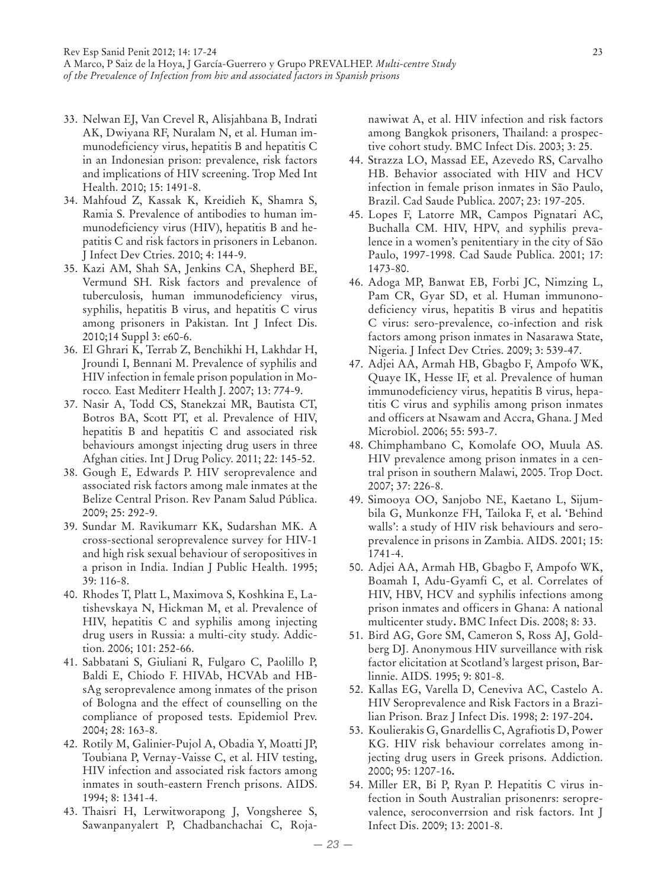33. Nelwan EJ, Van Crevel R, Alisjahbana B, Indrati AK, Dwiyana RF, Nuralam N, et al. Human immunodeficiency virus, hepatitis B and hepatitis C in an Indonesian prison: prevalence, risk factors and implications of HIV screening. Trop Med Int Health. 2010; 15: 1491-8.
34. Mahfoud Z, Kassak K, Kreidieh K, Shamra S, Ramia S. Prevalence of antibodies to human immunodeficiency virus (HIV), hepatitis B and hepatitis C and risk factors in prisoners in Lebanon. J Infect Dev Ctries. 2010; 4: 144-9.
35. Kazi AM, Shah SA, Jenkins CA, Shepherd BE, Vermund SH. Risk factors and prevalence of tuberculosis, human immunodeficiency virus, syphilis, hepatitis B virus, and hepatitis C virus among prisoners in Pakistan. Int J Infect Dis. 2010;14 Suppl 3: e60-6.
36. El Ghrari K, Terrab Z, Benchikhi H, Lakhdar H, Jroundi I, Bennani M. Prevalence of syphilis and HIV infection in female prison population in Morocco. East Mediterr Health J. 2007; 13: 774-9.
37. Nasir A, Todd CS, Stanekzai MR, Bautista CT, Botros BA, Scott PT, et al. Prevalence of HIV, hepatitis B and hepatitis C and associated risk behaviours amongst injecting drug users in three Afghan cities. Int J Drug Policy. 2011; 22: 145-52.
38. Gough E, Edwards P. HIV seroprevalence and associated risk factors among male inmates at the Belize Central Prison. Rev Panam Salud Pública. 2009; 25: 292-9.
39. Sundar M. Ravikumarr KK, Sudarshan MK. A cross-sectional seroprevalence survey for HIV-1 and high risk sexual behaviour of seropositives in a prison in India. Indian J Public Health. 1995; 39: 116-8.
40. Rhodes T, Platt L, Maximova S, Koshkina E, Latishevskaya N, Hickman M, et al. Prevalence of HIV, hepatitis C and syphilis among injecting drug users in Russia: a multi-city study. Addiction. 2006; 101: 252-66.
41. Sabbatani S, Giuliani R, Fulgaro C, Paolillo P, Baldi E, Chiodo F. HIVAb, HCVAb and HBsAg seroprevalence among inmates of the prison of Bologna and the effect of counselling on the compliance of proposed tests. Epidemiol Prev. 2004; 28: 163-8.
42. Rotily M, Galinier-Pujol A, Obadia Y, Moatti JP, Toubiana P, Vernay-Vaisse C, et al. HIV testing, HIV infection and associated risk factors among inmates in south-eastern French prisons. AIDS. 1994; 8: 1341-4.
43. Thaisri H, Lerwitworapong J, Vongsheree S, Sawanpanyalert P, Chadbanchachai C, Rojanawiwat A, et al. HIV infection and risk factors among Bangkok prisoners, Thailand: a prospective cohort study. BMC Infect Dis. 2003; 3: 25.
44. Strazza LO, Massad EE, Azevedo RS, Carvalho HB. Behavior associated with HIV and HCV infection in female prison inmates in São Paulo, Brazil. Cad Saude Publica. 2007; 23: 197-205.
45. Lopes F, Latorre MR, Campos Pignatari AC, Buchalla CM. HIV, HPV, and syphilis prevalence in a women's penitentiary in the city of São Paulo, 1997-1998. Cad Saude Publica. 2001; 17: 1473-80.
46. Adoga MP, Banwat EB, Forbi JC, Nimzing L, Pam CR, Gyar SD, et al. Human immunonodeficiency virus, hepatitis B virus and hepatitis C virus: sero-prevalence, co-infection and risk factors among prison inmates in Nasarawa State, Nigeria. J Infect Dev Ctries. 2009; 3: 539-47.
47. Adjei AA, Armah HB, Gbagbo F, Ampofo WK, Quaye IK, Hesse IF, et al. Prevalence of human immunodeficiency virus, hepatitis B virus, hepatitis C virus and syphilis among prison inmates and officers at Nsawam and Accra, Ghana. J Med Microbiol. 2006; 55: 593-7.
48. Chimphambano C, Komolafe OO, Muula AS. HIV prevalence among prison inmates in a central prison in southern Malawi, 2005. Trop Doct. 2007; 37: 226-8.
49. Simooya OO, Sanjobo NE, Kaetano L, Sijumbila G, Munkonze FH, Tailoka F, et al**.** 'Behind walls': a study of HIV risk behaviours and seroprevalence in prisons in Zambia. AIDS. 2001; 15: 1741-4.
50. Adjei AA, Armah HB, Gbagbo F, Ampofo WK, Boamah I, Adu-Gyamfi C, et al. Correlates of HIV, HBV, HCV and syphilis infections among prison inmates and officers in Ghana: A national multicenter study**.** BMC Infect Dis. 2008; 8: 33.
51. Bird AG, Gore SM, Cameron S, Ross AJ, Goldberg DJ. Anonymous HIV surveillance with risk factor elicitation at Scotland's largest prison, Barlinnie. AIDS. 1995; 9: 801-8.
52. Kallas EG, Varella D, Ceneviva AC, Castelo A. HIV Seroprevalence and Risk Factors in a Brazilian Prison. Braz J Infect Dis. 1998; 2: 197-204**.**
53. Koulierakis G, Gnardellis C, Agrafiotis D, Power KG. HIV risk behaviour correlates among injecting drug users in Greek prisons. Addiction. 2000; 95: 1207-16**.**
54. Miller ER, Bi P, Ryan P. Hepatitis C virus infection in South Australian prisonenrs: seroprevalence, seroconverrsion and risk factors. Int J Infect Dis. 2009; 13: 2001-8.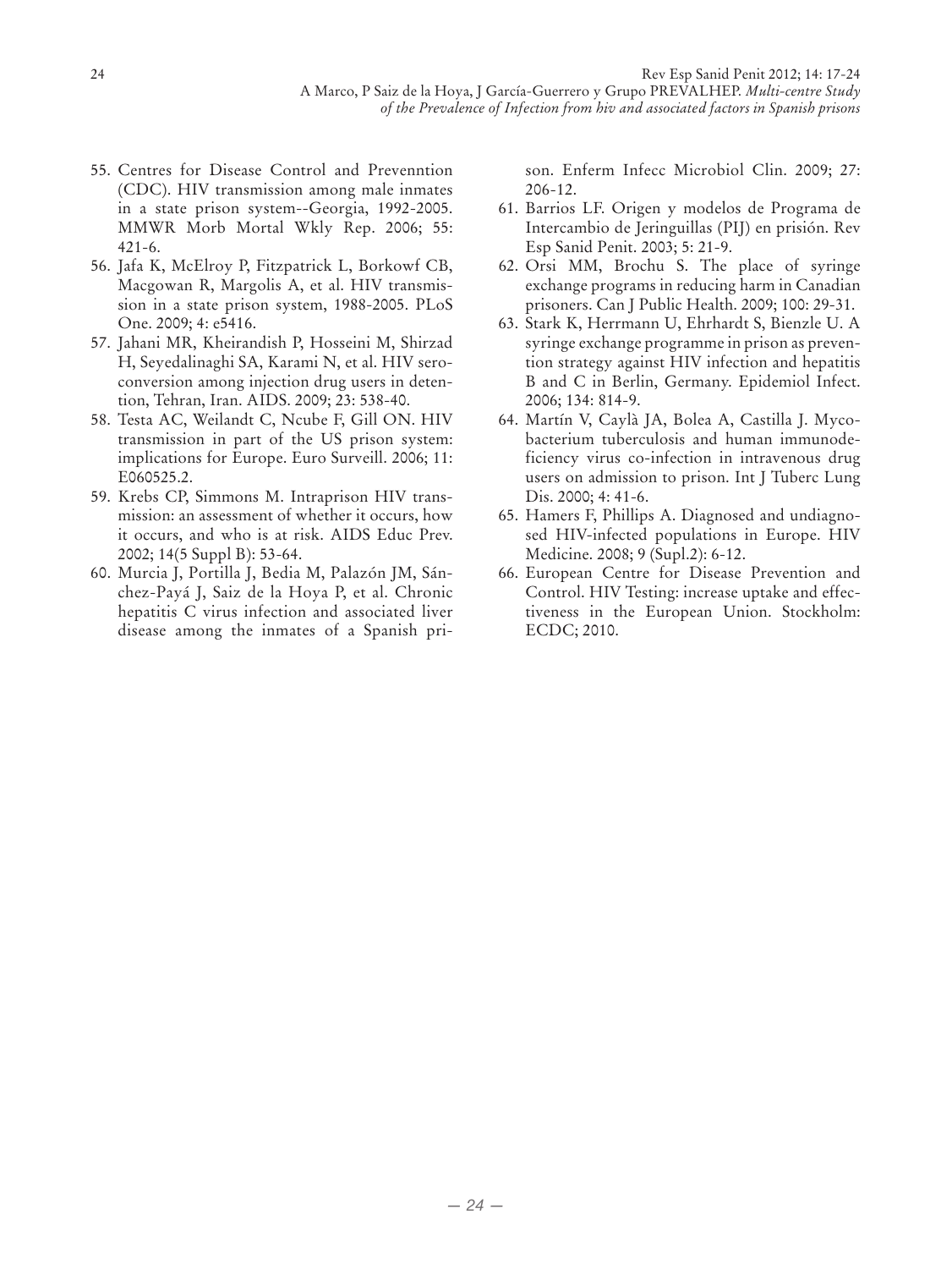55. Centres for Disease Control and Prevenntion (CDC). HIV transmission among male inmates in a state prison system--Georgia, 1992-2005. MMWR Morb Mortal Wkly Rep. 2006; 55: 421-6.
56. Jafa K, McElroy P, Fitzpatrick L, Borkowf CB, Macgowan R, Margolis A, et al. HIV transmission in a state prison system, 1988-2005. PLoS One. 2009; 4: e5416.
57. Jahani MR, Kheirandish P, Hosseini M, Shirzad H, Seyedalinaghi SA, Karami N, et al. HIV seroconversion among injection drug users in detention, Tehran, Iran. AIDS. 2009; 23: 538-40.
58. Testa AC, Weilandt C, Ncube F, Gill ON. HIV transmission in part of the US prison system: implications for Europe. Euro Surveill. 2006; 11: E060525.2.
59. Krebs CP, Simmons M. Intraprison HIV transmission: an assessment of whether it occurs, how it occurs, and who is at risk. AIDS Educ Prev. 2002; 14(5 Suppl B): 53-64.
60. Murcia J, Portilla J, Bedia M, Palazón JM, Sánchez-Payá J, Saiz de la Hoya P, et al. Chronic hepatitis C virus infection and associated liver disease among the inmates of a Spanish prison. Enferm Infecc Microbiol Clin. 2009; 27: 206-12.
61. Barrios LF. Origen y modelos de Programa de Intercambio de Jeringuillas (PIJ) en prisión. Rev Esp Sanid Penit. 2003; 5: 21-9.
62. Orsi MM, Brochu S. The place of syringe exchange programs in reducing harm in Canadian prisoners. Can J Public Health. 2009; 100: 29-31.
63. Stark K, Herrmann U, Ehrhardt S, Bienzle U. A syringe exchange programme in prison as prevention strategy against HIV infection and hepatitis B and C in Berlin, Germany. Epidemiol Infect. 2006; 134: 814-9.
64. Martín V, Caylà JA, Bolea A, Castilla J. Mycobacterium tuberculosis and human immunodeficiency virus co-infection in intravenous drug users on admission to prison. Int J Tuberc Lung Dis. 2000; 4: 41-6.
65. Hamers F, Phillips A. Diagnosed and undiagnosed HIV-infected populations in Europe. HIV Medicine. 2008; 9 (Supl.2): 6-12.
66. European Centre for Disease Prevention and Control. HIV Testing: increase uptake and effectiveness in the European Union. Stockholm: ECDC; 2010.